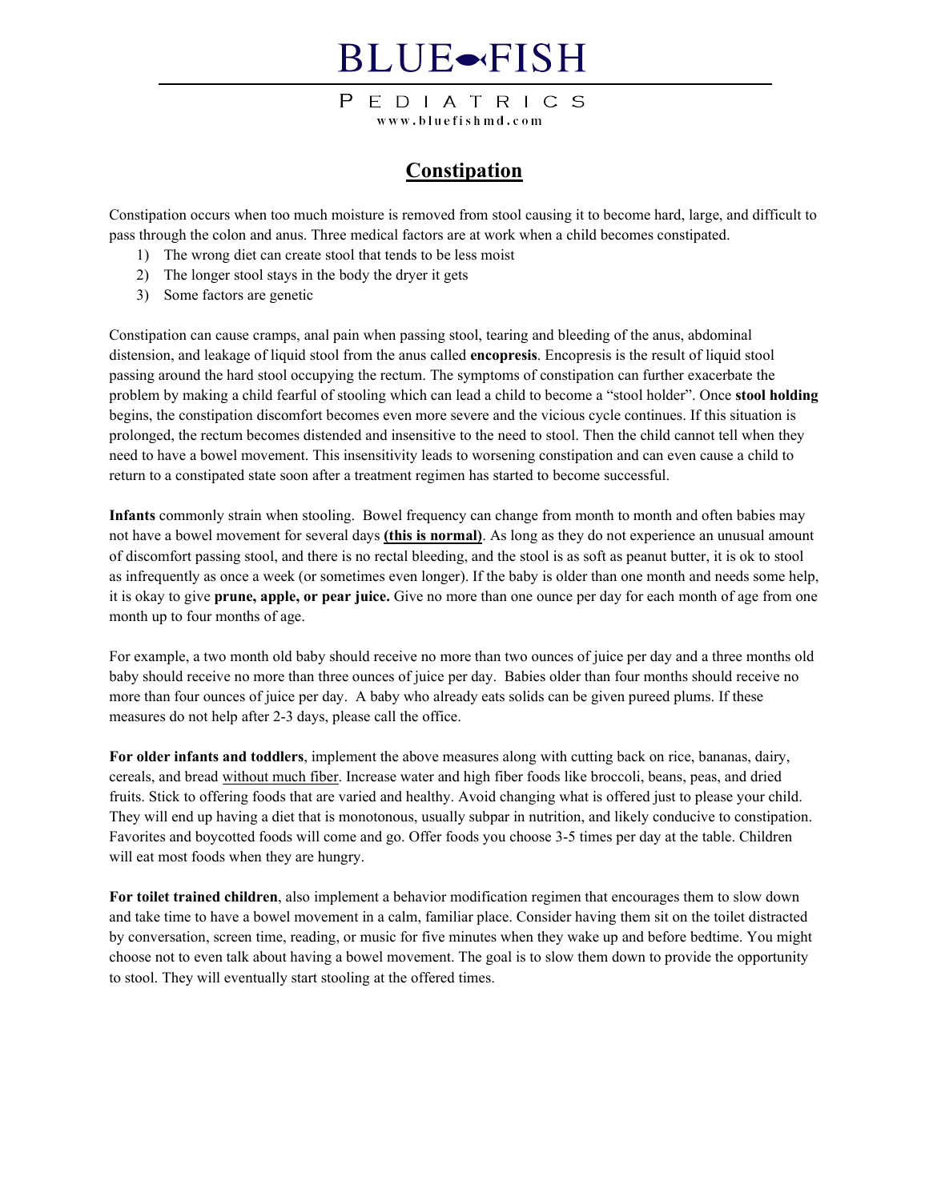# BLUE FISH

PEDIATRICS
www.bluefishmd.com

## Constipation

Constipation occurs when too much moisture is removed from stool causing it to become hard, large, and difficult to pass through the colon and anus. Three medical factors are at work when a child becomes constipated.

1) The wrong diet can create stool that tends to be less moist
2) The longer stool stays in the body the dryer it gets
3) Some factors are genetic

Constipation can cause cramps, anal pain when passing stool, tearing and bleeding of the anus, abdominal distension, and leakage of liquid stool from the anus called **encopresis**. Encopresis is the result of liquid stool passing around the hard stool occupying the rectum. The symptoms of constipation can further exacerbate the problem by making a child fearful of stooling which can lead a child to become a "stool holder". Once **stool holding** begins, the constipation discomfort becomes even more severe and the vicious cycle continues. If this situation is prolonged, the rectum becomes distended and insensitive to the need to stool. Then the child cannot tell when they need to have a bowel movement. This insensitivity leads to worsening constipation and can even cause a child to return to a constipated state soon after a treatment regimen has started to become successful.

**Infants** commonly strain when stooling. Bowel frequency can change from month to month and often babies may not have a bowel movement for several days **<u>(this is normal)</u>**. As long as they do not experience an unusual amount of discomfort passing stool, and there is no rectal bleeding, and the stool is as soft as peanut butter, it is ok to stool as infrequently as once a week (or sometimes even longer). If the baby is older than one month and needs some help, it is okay to give **prune, apple, or pear juice.** Give no more than one ounce per day for each month of age from one month up to four months of age.

For example, a two month old baby should receive no more than two ounces of juice per day and a three months old baby should receive no more than three ounces of juice per day. Babies older than four months should receive no more than four ounces of juice per day. A baby who already eats solids can be given pureed plums. If these measures do not help after 2-3 days, please call the office.

**For older infants and toddlers**, implement the above measures along with cutting back on rice, bananas, dairy, cereals, and bread <u>without much fiber</u>. Increase water and high fiber foods like broccoli, beans, peas, and dried fruits. Stick to offering foods that are varied and healthy. Avoid changing what is offered just to please your child. They will end up having a diet that is monotonous, usually subpar in nutrition, and likely conducive to constipation. Favorites and boycotted foods will come and go. Offer foods you choose 3-5 times per day at the table. Children will eat most foods when they are hungry.

**For toilet trained children**, also implement a behavior modification regimen that encourages them to slow down and take time to have a bowel movement in a calm, familiar place. Consider having them sit on the toilet distracted by conversation, screen time, reading, or music for five minutes when they wake up and before bedtime. You might choose not to even talk about having a bowel movement. The goal is to slow them down to provide the opportunity to stool. They will eventually start stooling at the offered times.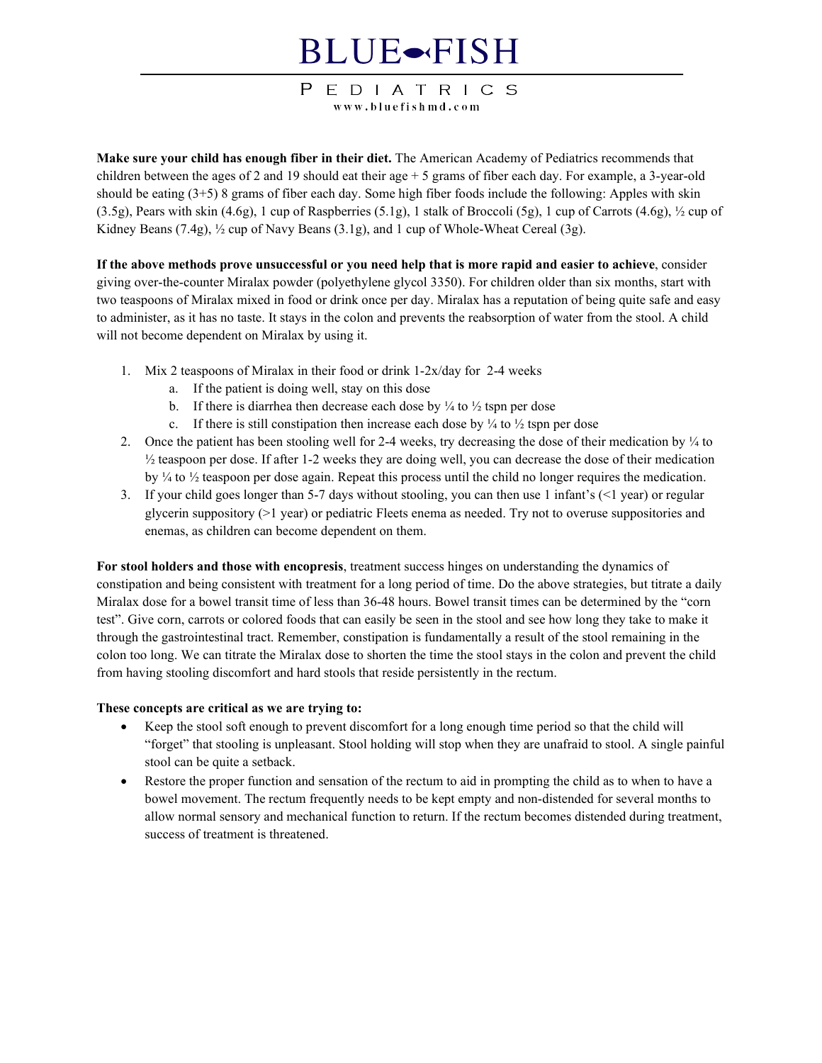**Make sure your child has enough fiber in their diet.** The American Academy of Pediatrics recommends that children between the ages of 2 and 19 should eat their age + 5 grams of fiber each day. For example, a 3-year-old should be eating (3+5) 8 grams of fiber each day. Some high fiber foods include the following: Apples with skin (3.5g), Pears with skin (4.6g), 1 cup of Raspberries (5.1g), 1 stalk of Broccoli (5g), 1 cup of Carrots (4.6g), ½ cup of Kidney Beans (7.4g), ½ cup of Navy Beans (3.1g), and 1 cup of Whole-Wheat Cereal (3g).

**If the above methods prove unsuccessful or you need help that is more rapid and easier to achieve**, consider giving over-the-counter Miralax powder (polyethylene glycol 3350). For children older than six months, start with two teaspoons of Miralax mixed in food or drink once per day. Miralax has a reputation of being quite safe and easy to administer, as it has no taste. It stays in the colon and prevents the reabsorption of water from the stool. A child will not become dependent on Miralax by using it.

1. Mix 2 teaspoons of Miralax in their food or drink 1-2x/day for 2-4 weeks
   a. If the patient is doing well, stay on this dose
   b. If there is diarrhea then decrease each dose by ¼ to ½ tspn per dose
   c. If there is still constipation then increase each dose by ¼ to ½ tspn per dose
2. Once the patient has been stooling well for 2-4 weeks, try decreasing the dose of their medication by ¼ to ½ teaspoon per dose. If after 1-2 weeks they are doing well, you can decrease the dose of their medication by ¼ to ½ teaspoon per dose again. Repeat this process until the child no longer requires the medication.
3. If your child goes longer than 5-7 days without stooling, you can then use 1 infant's (<1 year) or regular glycerin suppository (>1 year) or pediatric Fleets enema as needed. Try not to overuse suppositories and enemas, as children can become dependent on them.

**For stool holders and those with encopresis**, treatment success hinges on understanding the dynamics of constipation and being consistent with treatment for a long period of time. Do the above strategies, but titrate a daily Miralax dose for a bowel transit time of less than 36-48 hours. Bowel transit times can be determined by the "corn test". Give corn, carrots or colored foods that can easily be seen in the stool and see how long they take to make it through the gastrointestinal tract. Remember, constipation is fundamentally a result of the stool remaining in the colon too long. We can titrate the Miralax dose to shorten the time the stool stays in the colon and prevent the child from having stooling discomfort and hard stools that reside persistently in the rectum.

**These concepts are critical as we are trying to:**

- Keep the stool soft enough to prevent discomfort for a long enough time period so that the child will "forget" that stooling is unpleasant. Stool holding will stop when they are unafraid to stool. A single painful stool can be quite a setback.
- Restore the proper function and sensation of the rectum to aid in prompting the child as to when to have a bowel movement. The rectum frequently needs to be kept empty and non-distended for several months to allow normal sensory and mechanical function to return. If the rectum becomes distended during treatment, success of treatment is threatened.